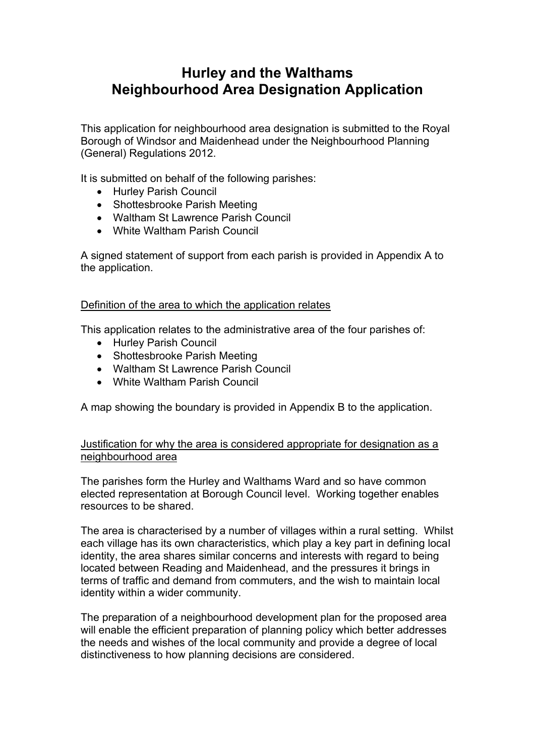# Hurley and the Walthams
# Neighbourhood Area Designation Application

This application for neighbourhood area designation is submitted to the Royal Borough of Windsor and Maidenhead under the Neighbourhood Planning (General) Regulations 2012.

It is submitted on behalf of the following parishes:

- Hurley Parish Council
- Shottesbrooke Parish Meeting
- Waltham St Lawrence Parish Council
- White Waltham Parish Council

A signed statement of support from each parish is provided in Appendix A to the application.

<u>Definition of the area to which the application relates</u>

This application relates to the administrative area of the four parishes of:

- Hurley Parish Council
- Shottesbrooke Parish Meeting
- Waltham St Lawrence Parish Council
- White Waltham Parish Council

A map showing the boundary is provided in Appendix B to the application.

<u>Justification for why the area is considered appropriate for designation as a neighbourhood area</u>

The parishes form the Hurley and Walthams Ward and so have common elected representation at Borough Council level. Working together enables resources to be shared.

The area is characterised by a number of villages within a rural setting. Whilst each village has its own characteristics, which play a key part in defining local identity, the area shares similar concerns and interests with regard to being located between Reading and Maidenhead, and the pressures it brings in terms of traffic and demand from commuters, and the wish to maintain local identity within a wider community.

The preparation of a neighbourhood development plan for the proposed area will enable the efficient preparation of planning policy which better addresses the needs and wishes of the local community and provide a degree of local distinctiveness to how planning decisions are considered.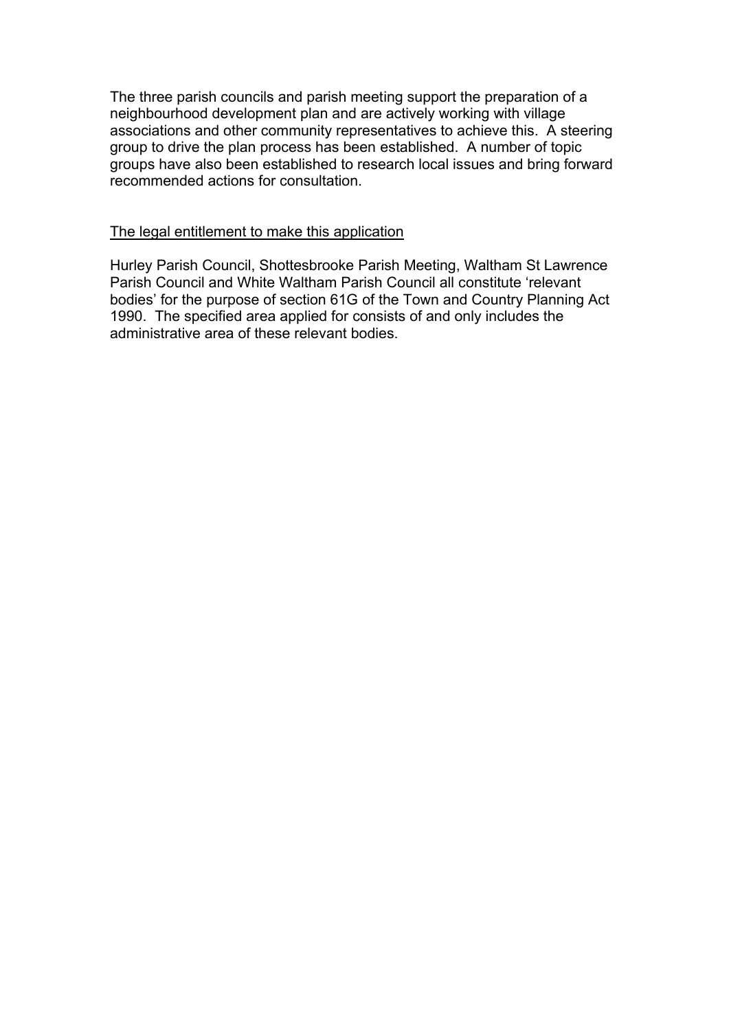The three parish councils and parish meeting support the preparation of a neighbourhood development plan and are actively working with village associations and other community representatives to achieve this. A steering group to drive the plan process has been established. A number of topic groups have also been established to research local issues and bring forward recommended actions for consultation.

<u>The legal entitlement to make this application</u>

Hurley Parish Council, Shottesbrooke Parish Meeting, Waltham St Lawrence Parish Council and White Waltham Parish Council all constitute 'relevant bodies' for the purpose of section 61G of the Town and Country Planning Act 1990. The specified area applied for consists of and only includes the administrative area of these relevant bodies.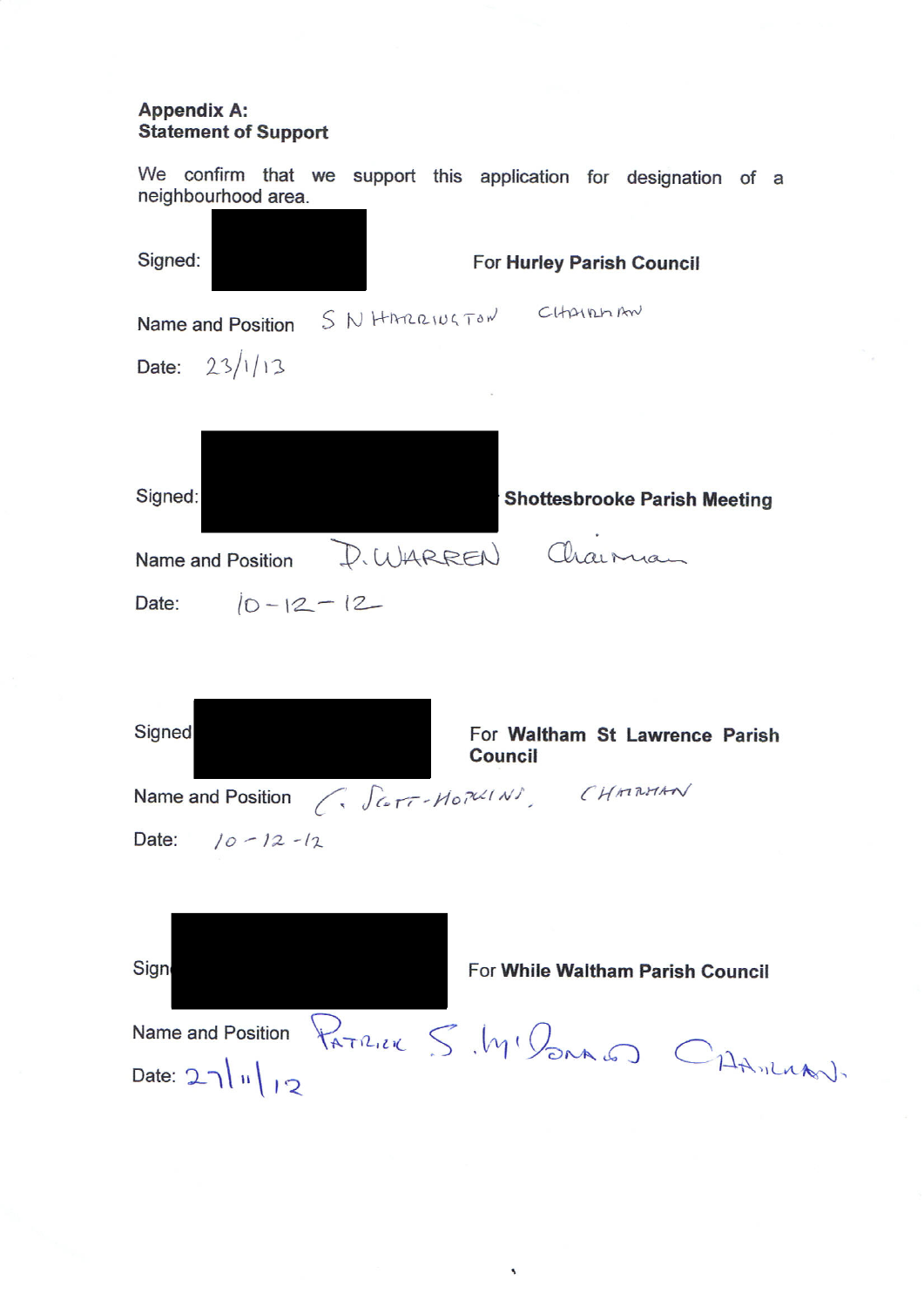**Appendix A:**
**Statement of Support**

We confirm that we support this application for designation of a neighbourhood area.

Signed: For **Hurley Parish Council**

Name and Position S N HARRINGTON CHAIRMAN

Date: 23/1/13

Signed: **Shottesbrooke Parish Meeting**

Name and Position D. WARREN Chairman

Date: 10-12-12

Signed For **Waltham St Lawrence Parish Council**

Name and Position C. Scott-Hopkins, CHAIRMAN

Date: 10-12-12

Sign For **White Waltham Parish Council**

Name and Position Patrick S. McDonald CHAIRMAN.

Date: 27/11/12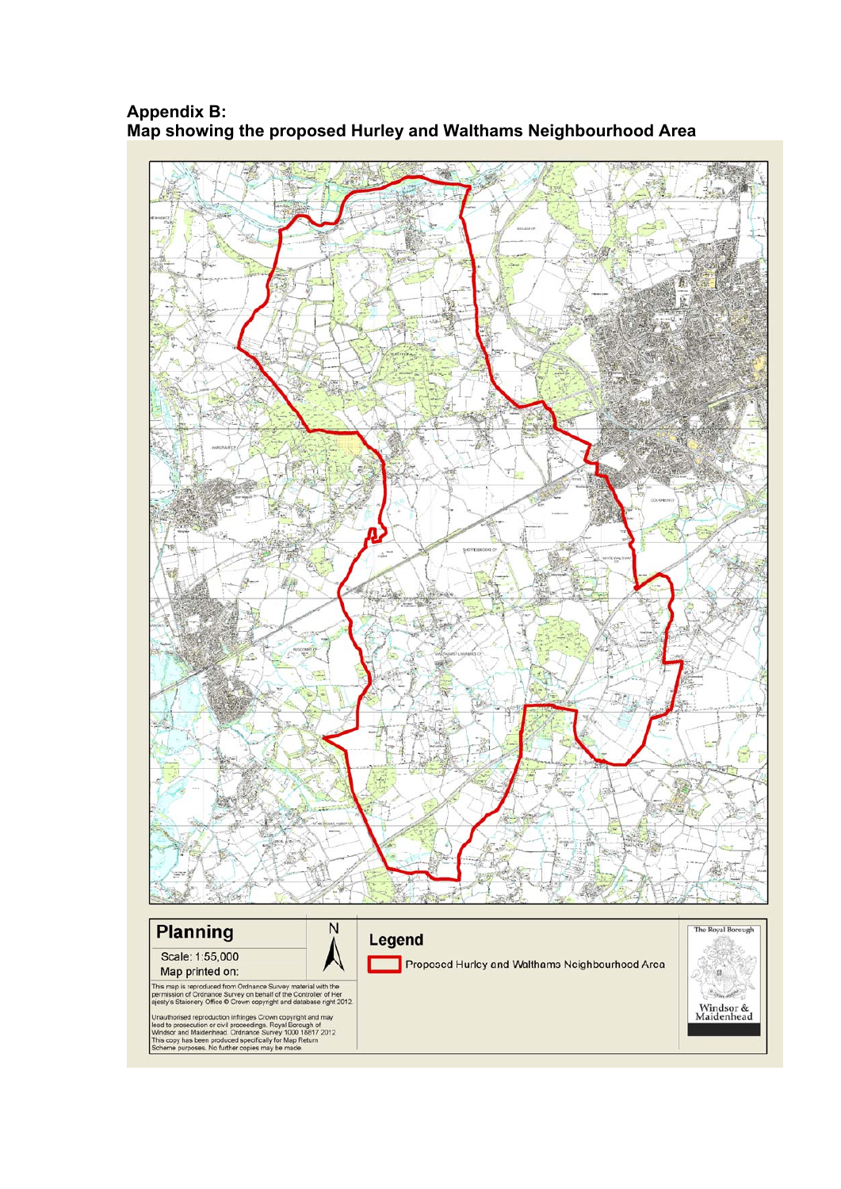## Appendix B:
## Map showing the proposed Hurley and Walthams Neighbourhood Area

**Planning**

Scale: 1:55,000

Map printed on:

N

**Legend**

Proposed Hurley and Walthams Neighbourhood Area

This map is reproduced from Ordnance Survey material with the permission of Ordnance Survey on behalf of the Controller of Her ajesty's Stationery Office © Crown copyright and database right 2012.

Unauthorised reproduction infringes Crown copyright and may lead to prosecution or civil proceedings. Royal Borough of Windsor and Maidenhead. Ordnance Survey 1000 18817 2012 This copy has been produced specifically for Map Return Scheme purposes. No further copies may be made.

The Royal Borough

Windsor & Maidenhead